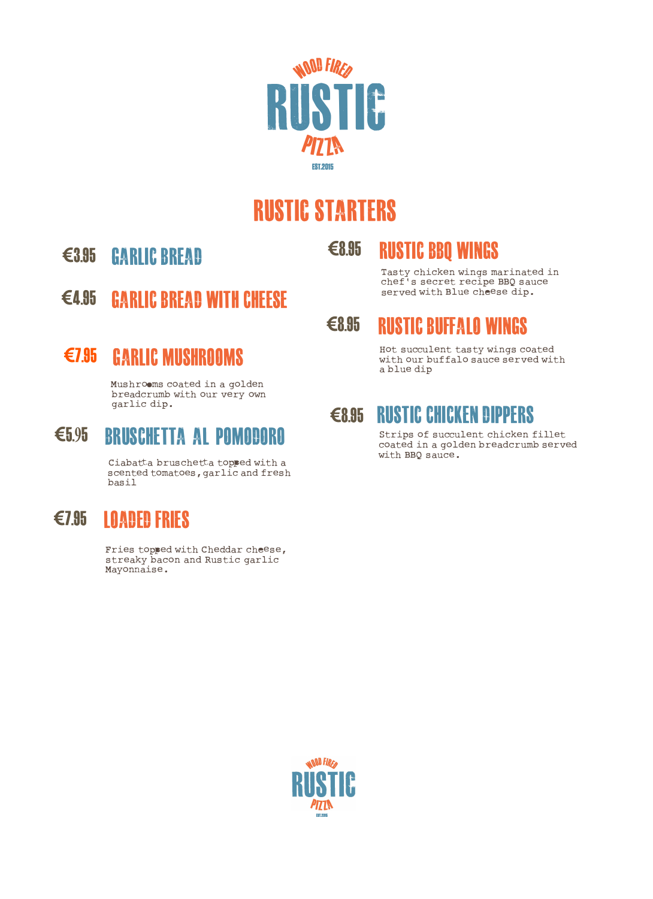# WOOD FIRED RUSTIC PIZZA

EST.2015

## RUSTIC STARTERS

**€3.95** GARLIC BREAD

**€4.95** GARLIC BREAD WITH CHEESE

**€7.95** GARLIC MUSHROOMS

Mushrooms coated in a golden breadcrumb with our very own garlic dip.

**€5.95** BRUSCHETTA AL POMODORO

Ciabatta bruschetta topped with a scented tomatoes, garlic and fresh basil

**€7.95** LOADED FRIES

Fries topped with Cheddar cheese, streaky bacon and Rustic garlic Mayonnaise.

**€8.95** RUSTIC BBQ WINGS

Tasty chicken wings marinated in chef's secret recipe BBQ sauce served with Blue cheese dip.

**€8.95** RUSTIC BUFFALO WINGS

Hot succulent tasty wings coated with our buffalo sauce served with a blue dip

**€8.95** RUSTIC CHICKEN DIPPERS

Strips of succulent chicken fillet coated in a golden breadcrumb served with BBQ sauce.

WOOD FIRED RUSTIC PIZZA EST.2015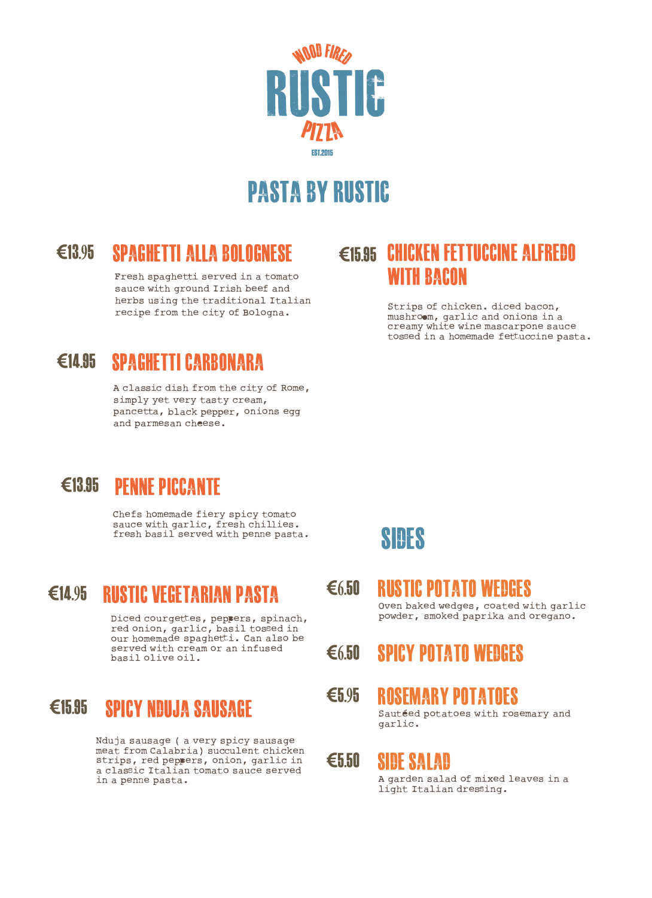WOOD FIRED

# RUSTIC

PIZZA

EST.2015

## PASTA BY RUSTIC

### €13.95 SPAGHETTI ALLA BOLOGNESE

Fresh spaghetti served in a tomato sauce with ground Irish beef and herbs using the traditional Italian recipe from the city of Bologna.

### €14.95 SPAGHETTI CARBONARA

A classic dish from the city of Rome, simply yet very tasty cream, pancetta, black pepper, onions egg and parmesan cheese.

### €13.95 PENNE PICCANTE

Chefs homemade fiery spicy tomato sauce with garlic, fresh chillies. fresh basil served with penne pasta.

### €14.95 RUSTIC VEGETARIAN PASTA

Diced courgettes, peppers, spinach, red onion, garlic, basil tossed in our homemade spaghetti. Can also be served with cream or an infused basil olive oil.

### €15.95 SPICY NDUJA SAUSAGE

Nduja sausage ( a very spicy sausage meat from Calabria) succulent chicken strips, red peppers, onion, garlic in a classic Italian tomato sauce served in a penne pasta.

### €15.95 CHICKEN FETTUCCINE ALFREDO WITH BACON

Strips of chicken. diced bacon, mushroom, garlic and onions in a creamy white wine mascarpone sauce tossed in a homemade fettuccine pasta.

## SIDES

### €6.50 RUSTIC POTATO WEDGES

Oven baked wedges, coated with garlic powder, smoked paprika and oregano.

### €6.50 SPICY POTATO WEDGES

### €5.95 ROSEMARY POTATOES

Sautéed potatoes with rosemary and garlic.

### €5.50 SIDE SALAD

A garden salad of mixed leaves in a light Italian dressing.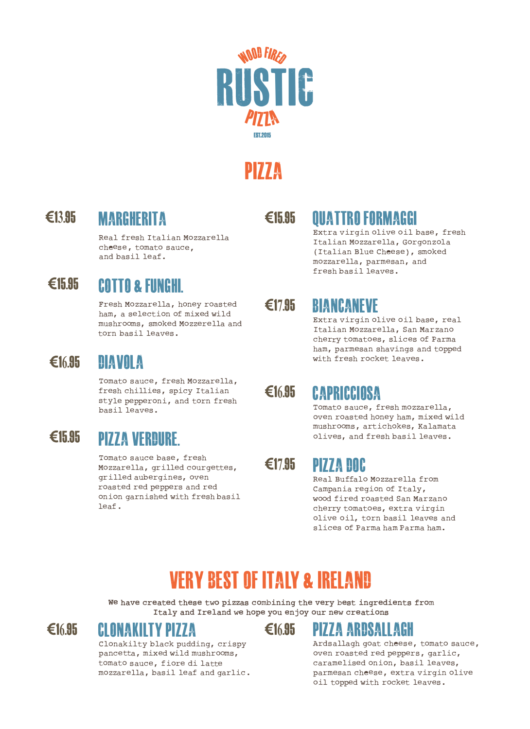WOOD FIRED

# RUSTIC

PIZZA

EST.2015

## PIZZA

### €13.95 MARGHERITA

Real fresh Italian Mozzarella cheese, tomato sauce, and basil leaf.

### €15.95 COTTO & FUNGHI.

Fresh Mozzarella, honey roasted ham, a selection of mixed wild mushrooms, smoked Mozzerella and torn basil leaves.

### €16.95 DIAVOLA

Tomato sauce, fresh Mozzarella, fresh chillies, spicy Italian style pepperoni, and torn fresh basil leaves.

### €15.95 PIZZA VERDURE.

Tomato sauce base, fresh Mozzarella, grilled courgettes, grilled aubergines, oven roasted red peppers and red onion garnished with fresh basil leaf.

### €15.95 QUATTRO FORMAGGI

Extra virgin olive oil base, fresh Italian Mozzarella, Gorgonzola (Italian Blue Cheese), smoked mozzarella, parmesan, and fresh basil leaves.

### €17.95 BIANCANEVE

Extra virgin olive oil base, real Italian Mozzarella, San Marzano cherry tomatoes, slices of Parma ham, parmesan shavings and topped with fresh rocket leaves.

### €16.95 CAPRICCIOSA

Tomato sauce, fresh mozzarella, oven roasted honey ham, mixed wild mushrooms, artichokes, Kalamata olives, and fresh basil leaves.

### €17.95 PIZZA DOC

Real Buffalo Mozzarella from Campania region of Italy, wood fired roasted San Marzano cherry tomatoes, extra virgin olive oil, torn basil leaves and slices of Parma ham Parma ham.

## VERY BEST OF ITALY & IRELAND

We have created these two pizzas combining the very best ingredients from Italy and Ireland we hope you enjoy our new creations

### €16.95 CLONAKILTY PIZZA

Clonakilty black pudding, crispy pancetta, mixed wild mushrooms, tomato sauce, fiore di latte mozzarella, basil leaf and garlic.

### €16.95 PIZZA ARDSALLAGH

Ardsallagh goat cheese, tomato sauce, oven roasted red peppers, garlic, caramelised onion, basil leaves, parmesan cheese, extra virgin olive oil topped with rocket leaves.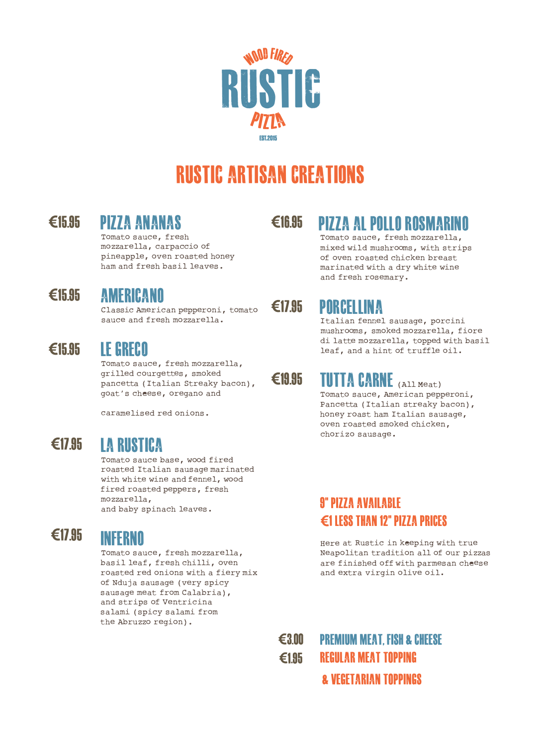WOOD FIRED

# RUSTIC

PIZZA

EST.2015

## RUSTIC ARTISAN CREATIONS

### €15.95 PIZZA ANANAS

Tomato sauce, fresh mozzarella, carpaccio of pineapple, oven roasted honey ham and fresh basil leaves.

### €15.95 AMERICANO

Classic American pepperoni, tomato sauce and fresh mozzarella.

### €15.95 LE GRECO

Tomato sauce, fresh mozzarella, grilled courgettes, smoked pancetta (Italian Streaky bacon), goat's cheese, oregano and

caramelised red onions.

### €17.95 LA RUSTICA

Tomato sauce base, wood fired roasted Italian sausage marinated with white wine and fennel, wood fired roasted peppers, fresh mozzarella,
and baby spinach leaves.

### €17.95 INFERNO

Tomato sauce, fresh mozzarella, basil leaf, fresh chilli, oven roasted red onions with a fiery mix of Nduja sausage (very spicy sausage meat from Calabria), and strips of Ventricina salami (spicy salami from the Abruzzo region).

### €16.95 PIZZA AL POLLO ROSMARINO

Tomato sauce, fresh mozzarella, mixed wild mushrooms, with strips of oven roasted chicken breast marinated with a dry white wine and fresh rosemary.

### €17.95 PORCELLINA

Italian fennel sausage, porcini mushrooms, smoked mozzarella, fiore di latte mozzarella, topped with basil leaf, and a hint of truffle oil.

### €19.95 TUTTA CARNE (All Meat)

Tomato sauce, American pepperoni, Pancetta (Italian streaky bacon), honey roast ham Italian sausage, oven roasted smoked chicken, chorizo sausage.

**9" PIZZA AVAILABLE**
**€1 LESS THAN 12" PIZZA PRICES**

Here at Rustic in keeping with true Neapolitan tradition all of our pizzas are finished off with parmesan cheese and extra virgin olive oil.

**€3.00 PREMIUM MEAT, FISH & CHEESE**
**€1.95 REGULAR MEAT TOPPING & VEGETARIAN TOPPINGS**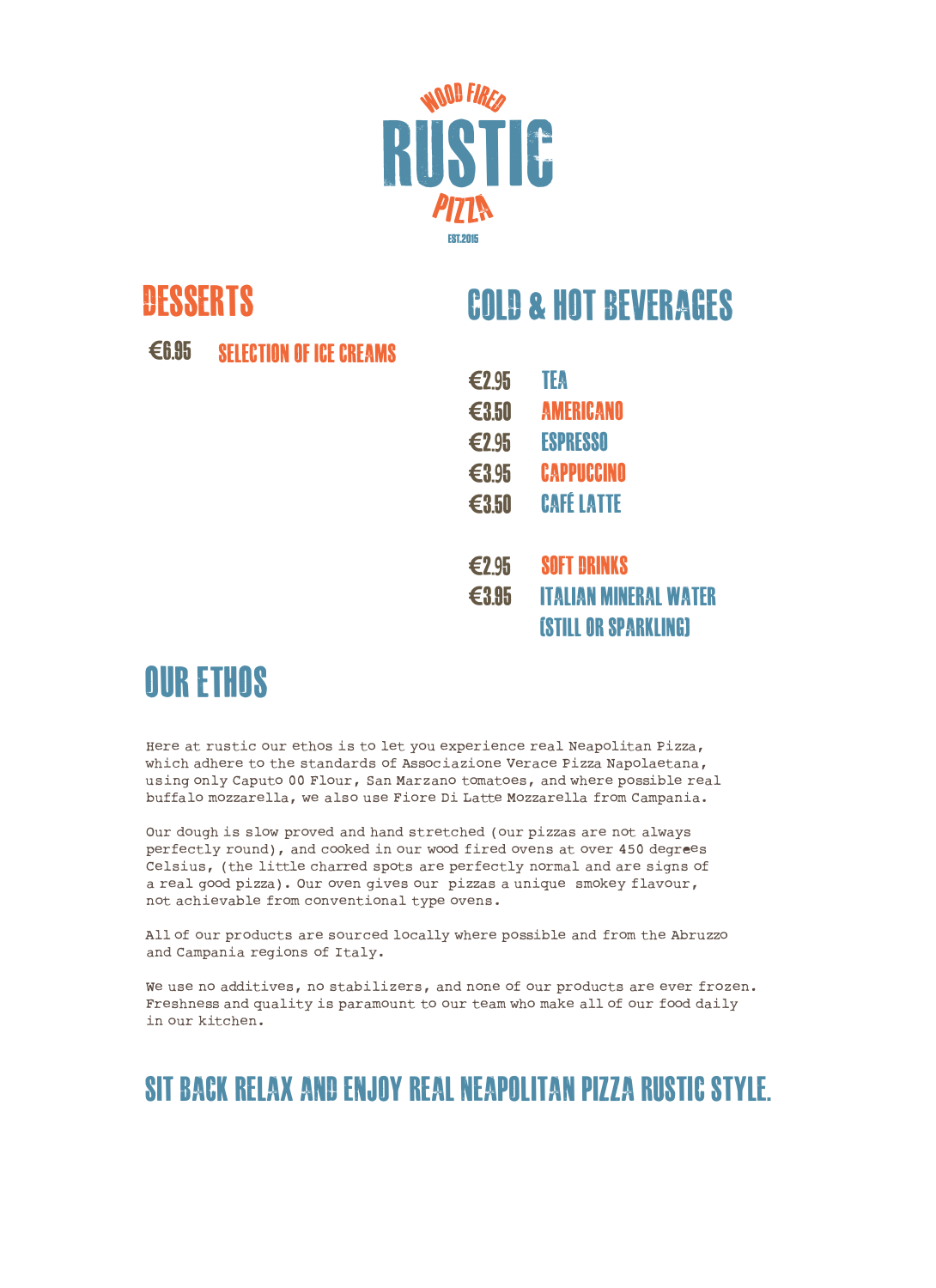WOOD FIRED

# RUSTIC

PIZZA

EST.2015

## DESSERTS

€6.95 SELECTION OF ICE CREAMS

## COLD & HOT BEVERAGES

€2.95 TEA

€3.50 AMERICANO

€2.95 ESPRESSO

€3.95 CAPPUCCINO

€3.50 CAFÉ LATTE

€2.95 SOFT DRINKS

€3.95 ITALIAN MINERAL WATER (STILL OR SPARKLING)

## OUR ETHOS

Here at rustic our ethos is to let you experience real Neapolitan Pizza, which adhere to the standards of Associazione Verace Pizza Napolaetana, using only Caputo 00 Flour, San Marzano tomatoes, and where possible real buffalo mozzarella, we also use Fiore Di Latte Mozzarella from Campania.

Our dough is slow proved and hand stretched (our pizzas are not always perfectly round), and cooked in our wood fired ovens at over 450 degrees Celsius, (the little charred spots are perfectly normal and are signs of a real good pizza). Our oven gives our pizzas a unique smokey flavour, not achievable from conventional type ovens.

All of our products are sourced locally where possible and from the Abruzzo and Campania regions of Italy.

We use no additives, no stabilizers, and none of our products are ever frozen. Freshness and quality is paramount to our team who make all of our food daily in our kitchen.

## SIT BACK RELAX AND ENJOY REAL NEAPOLITAN PIZZA RUSTIC STYLE.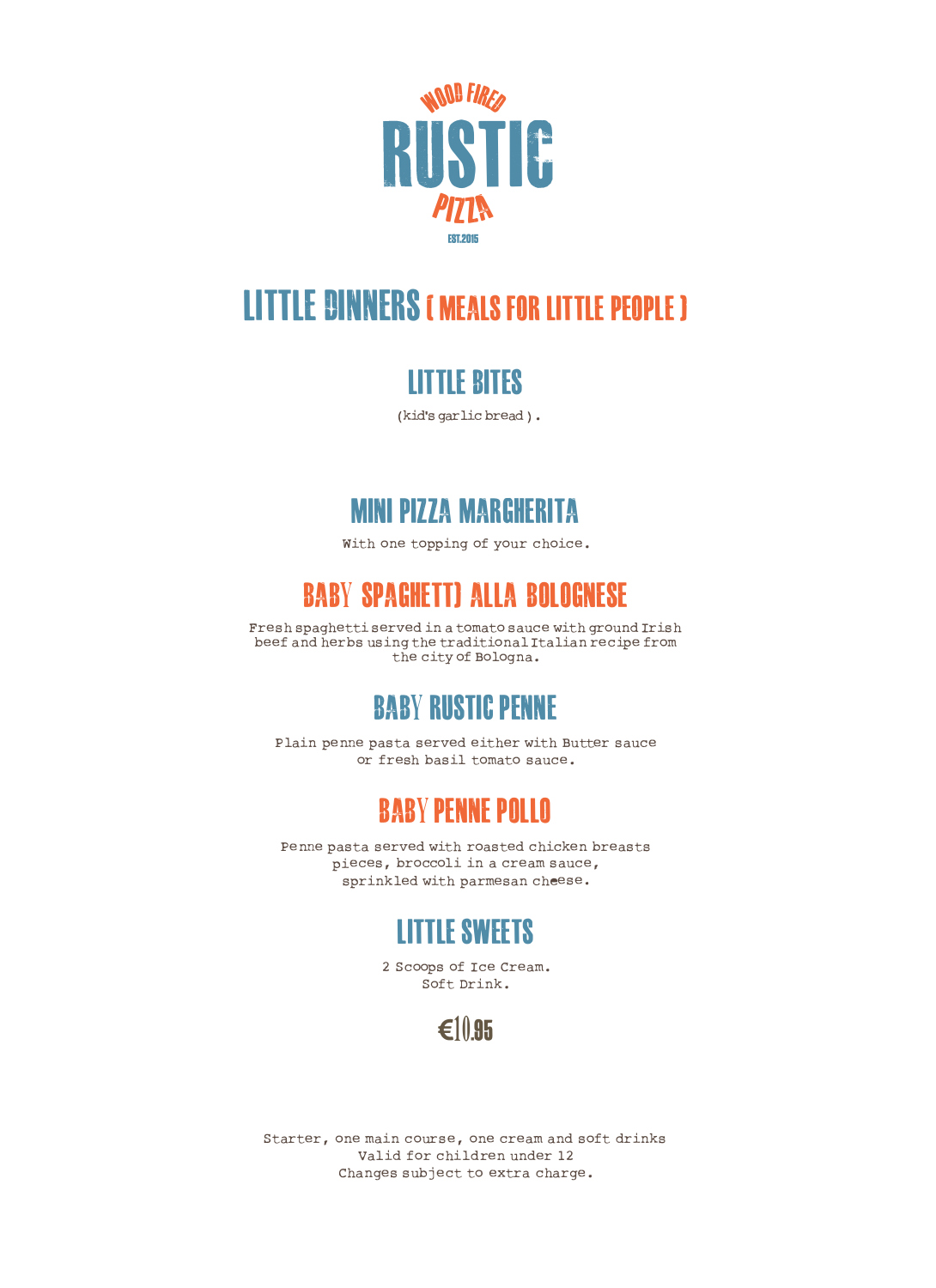WOOD FIRED

# RUSTIC

PIZZA

EST.2015

## LITTLE DINNERS ( MEALS FOR LITTLE PEOPLE )

### LITTLE BITES

(kid's garlic bread ).

### MINI PIZZA MARGHERITA

With one topping of your choice.

### BABY SPAGHETTI ALLA BOLOGNESE

Fresh spaghetti served in a tomato sauce with ground Irish beef and herbs using the traditional Italian recipe from the city of Bologna.

### BABY RUSTIC PENNE

Plain penne pasta served either with Butter sauce or fresh basil tomato sauce.

### BABY PENNE POLLO

Penne pasta served with roasted chicken breasts pieces, broccoli in a cream sauce, sprinkled with parmesan cheese.

### LITTLE SWEETS

2 Scoops of Ice Cream.
Soft Drink.

**€10.95**

Starter, one main course, one cream and soft drinks
Valid for children under 12
Changes subject to extra charge.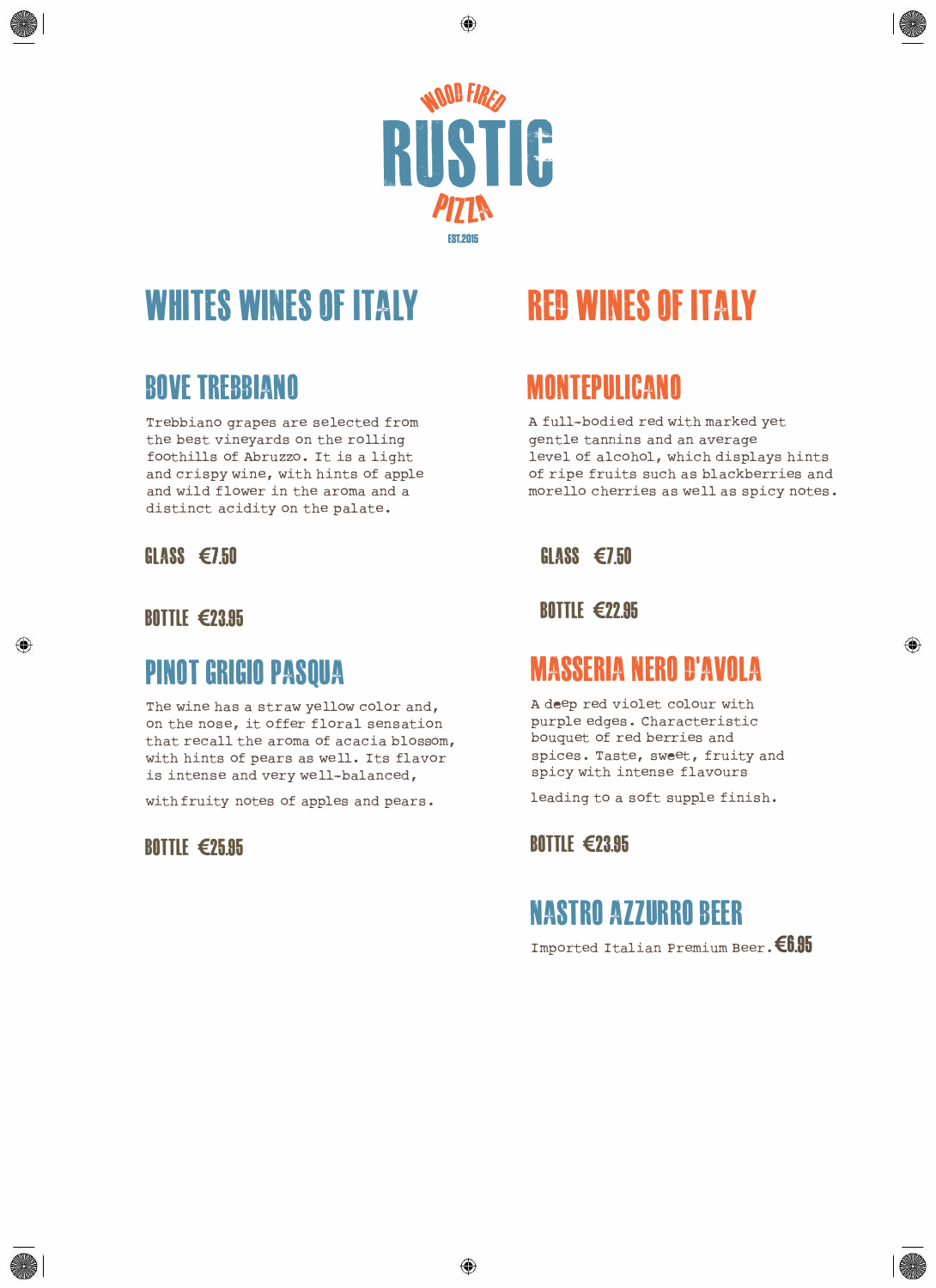WOOD FIRED

# RUSTIC

PIZZA

EST.2015

## WHITES WINES OF ITALY

### BOVE TREBBIANO

Trebbiano grapes are selected from the best vineyards on the rolling foothills of Abruzzo. It is a light and crispy wine, with hints of apple and wild flower in the aroma and a distinct acidity on the palate.

GLASS €7.50

BOTTLE €23.95

### PINOT GRIGIO PASQUA

The wine has a straw yellow color and, on the nose, it offer floral sensation that recall the aroma of acacia blossom, with hints of pears as well. Its flavor is intense and very well-balanced,

with fruity notes of apples and pears.

BOTTLE €25.95

## RED WINES OF ITALY

### MONTEPULICANO

A full-bodied red with marked yet gentle tannins and an average level of alcohol, which displays hints of ripe fruits such as blackberries and morello cherries as well as spicy notes.

GLASS €7.50

BOTTLE €22.95

### MASSERIA NERO D'AVOLA

A deep red violet colour with purple edges. Characteristic bouquet of red berries and spices. Taste, sweet, fruity and spicy with intense flavours

leading to a soft supple finish.

BOTTLE €23.95

### NASTRO AZZURRO BEER

Imported Italian Premium Beer. €6.95